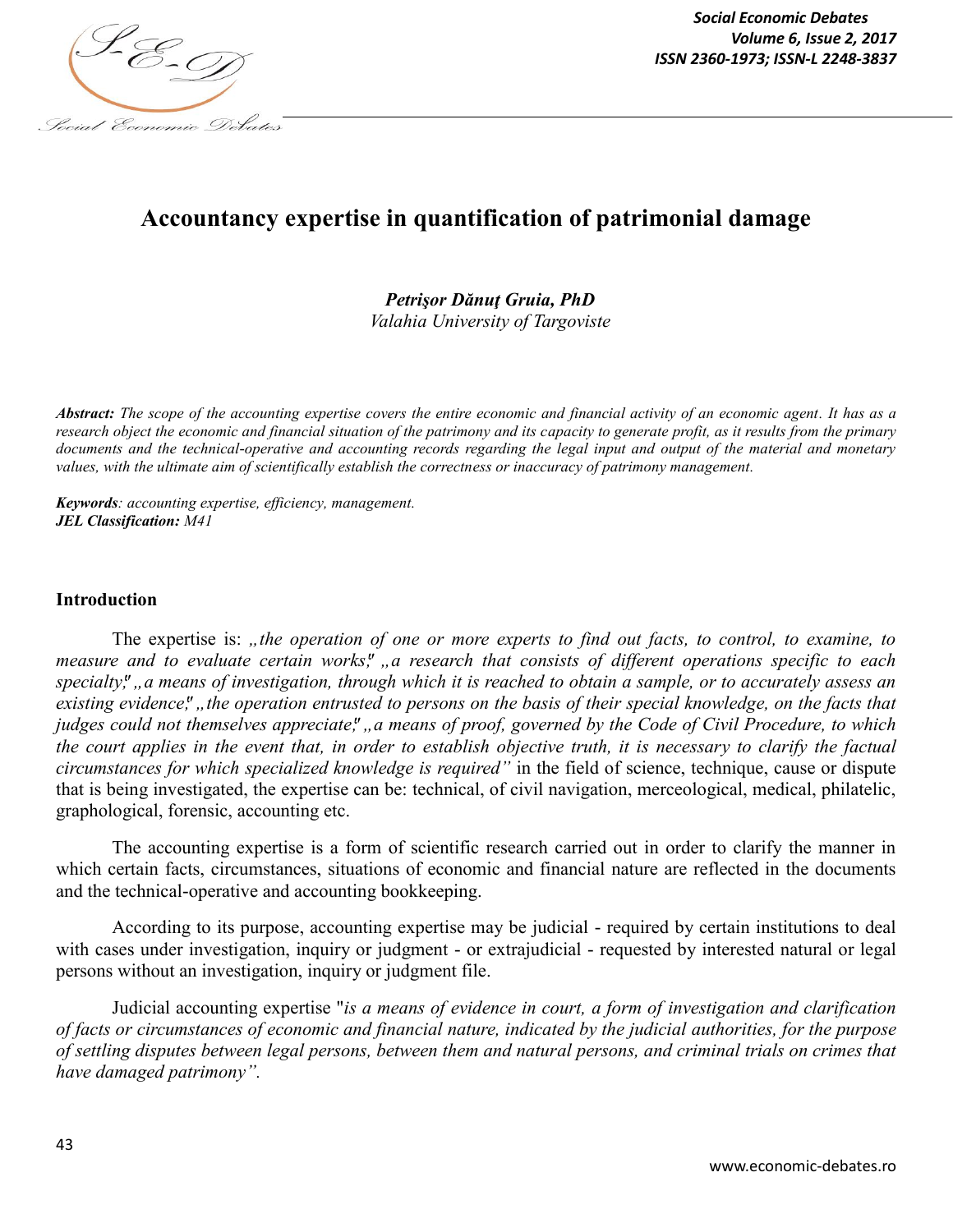# Accountancy expertise in quantification of patrimonial damage

***Petrişor Dănuţ Gruia, PhD***
*Valahia University of Targoviste*

***Abstract:*** *The scope of the accounting expertise covers the entire economic and financial activity of an economic agent. It has as a research object the economic and financial situation of the patrimony and its capacity to generate profit, as it results from the primary documents and the technical-operative and accounting records regarding the legal input and output of the material and monetary values, with the ultimate aim of scientifically establish the correctness or inaccuracy of patrimony management.*

***Keywords****: accounting expertise, efficiency, management.*
***JEL Classification:*** *M41*

## Introduction

The expertise is: *„the operation of one or more experts to find out facts, to control, to examine, to measure and to evaluate certain works;" „a research that consists of different operations specific to each specialty;" „a means of investigation, through which it is reached to obtain a sample, or to accurately assess an existing evidence;" „the operation entrusted to persons on the basis of their special knowledge, on the facts that judges could not themselves appreciate;" „a means of proof, governed by the Code of Civil Procedure, to which the court applies in the event that, in order to establish objective truth, it is necessary to clarify the factual circumstances for which specialized knowledge is required"* in the field of science, technique, cause or dispute that is being investigated, the expertise can be: technical, of civil navigation, merceological, medical, philatelic, graphological, forensic, accounting etc.

The accounting expertise is a form of scientific research carried out in order to clarify the manner in which certain facts, circumstances, situations of economic and financial nature are reflected in the documents and the technical-operative and accounting bookkeeping.

According to its purpose, accounting expertise may be judicial - required by certain institutions to deal with cases under investigation, inquiry or judgment - or extrajudicial - requested by interested natural or legal persons without an investigation, inquiry or judgment file.

Judicial accounting expertise "*is a means of evidence in court, a form of investigation and clarification of facts or circumstances of economic and financial nature, indicated by the judicial authorities, for the purpose of settling disputes between legal persons, between them and natural persons, and criminal trials on crimes that have damaged patrimony".*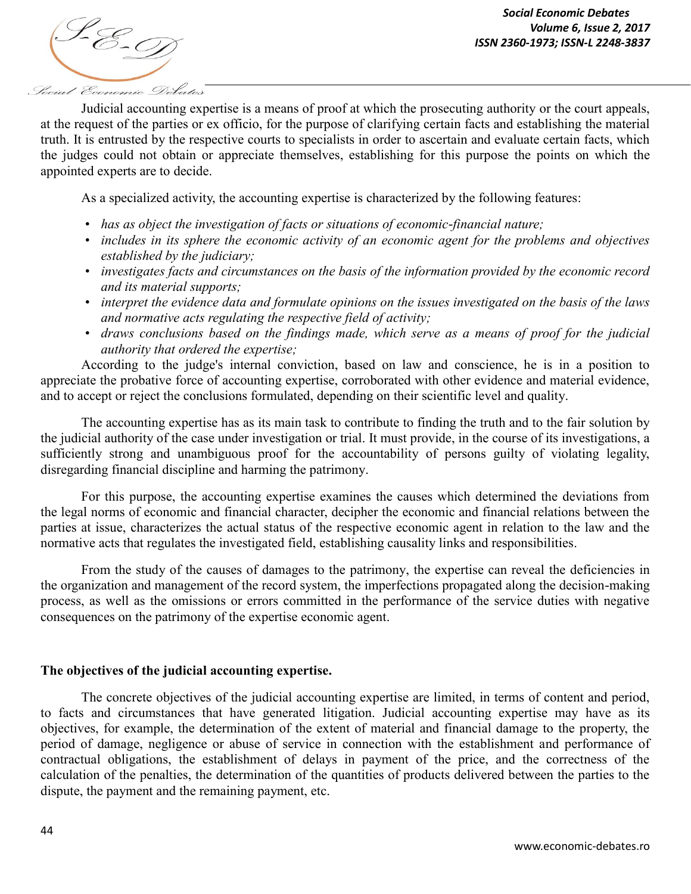Judicial accounting expertise is a means of proof at which the prosecuting authority or the court appeals, at the request of the parties or ex officio, for the purpose of clarifying certain facts and establishing the material truth. It is entrusted by the respective courts to specialists in order to ascertain and evaluate certain facts, which the judges could not obtain or appreciate themselves, establishing for this purpose the points on which the appointed experts are to decide.

As a specialized activity, the accounting expertise is characterized by the following features:

- *has as object the investigation of facts or situations of economic-financial nature;*
- *includes in its sphere the economic activity of an economic agent for the problems and objectives established by the judiciary;*
- *investigates facts and circumstances on the basis of the information provided by the economic record and its material supports;*
- *interpret the evidence data and formulate opinions on the issues investigated on the basis of the laws and normative acts regulating the respective field of activity;*
- *draws conclusions based on the findings made, which serve as a means of proof for the judicial authority that ordered the expertise;*

According to the judge's internal conviction, based on law and conscience, he is in a position to appreciate the probative force of accounting expertise, corroborated with other evidence and material evidence, and to accept or reject the conclusions formulated, depending on their scientific level and quality.

The accounting expertise has as its main task to contribute to finding the truth and to the fair solution by the judicial authority of the case under investigation or trial. It must provide, in the course of its investigations, a sufficiently strong and unambiguous proof for the accountability of persons guilty of violating legality, disregarding financial discipline and harming the patrimony.

For this purpose, the accounting expertise examines the causes which determined the deviations from the legal norms of economic and financial character, decipher the economic and financial relations between the parties at issue, characterizes the actual status of the respective economic agent in relation to the law and the normative acts that regulates the investigated field, establishing causality links and responsibilities.

From the study of the causes of damages to the patrimony, the expertise can reveal the deficiencies in the organization and management of the record system, the imperfections propagated along the decision-making process, as well as the omissions or errors committed in the performance of the service duties with negative consequences on the patrimony of the expertise economic agent.

**The objectives of the judicial accounting expertise.**

The concrete objectives of the judicial accounting expertise are limited, in terms of content and period, to facts and circumstances that have generated litigation. Judicial accounting expertise may have as its objectives, for example, the determination of the extent of material and financial damage to the property, the period of damage, negligence or abuse of service in connection with the establishment and performance of contractual obligations, the establishment of delays in payment of the price, and the correctness of the calculation of the penalties, the determination of the quantities of products delivered between the parties to the dispute, the payment and the remaining payment, etc.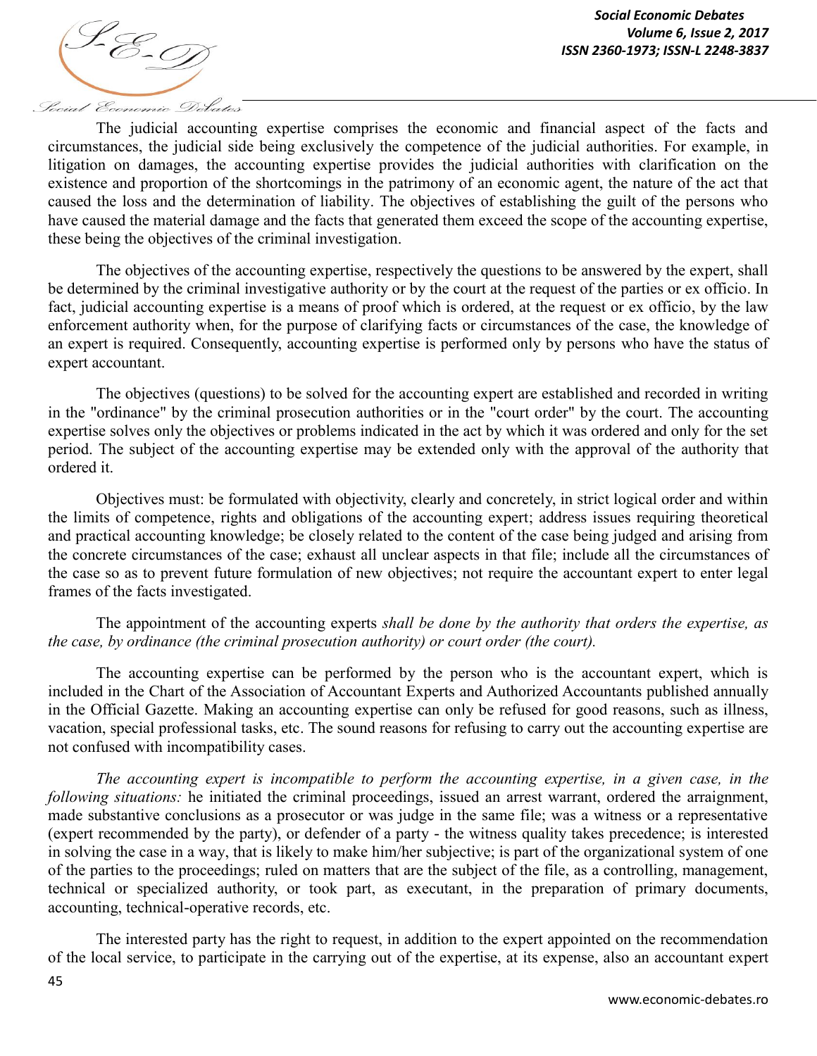The judicial accounting expertise comprises the economic and financial aspect of the facts and circumstances, the judicial side being exclusively the competence of the judicial authorities. For example, in litigation on damages, the accounting expertise provides the judicial authorities with clarification on the existence and proportion of the shortcomings in the patrimony of an economic agent, the nature of the act that caused the loss and the determination of liability. The objectives of establishing the guilt of the persons who have caused the material damage and the facts that generated them exceed the scope of the accounting expertise, these being the objectives of the criminal investigation.

The objectives of the accounting expertise, respectively the questions to be answered by the expert, shall be determined by the criminal investigative authority or by the court at the request of the parties or ex officio. In fact, judicial accounting expertise is a means of proof which is ordered, at the request or ex officio, by the law enforcement authority when, for the purpose of clarifying facts or circumstances of the case, the knowledge of an expert is required. Consequently, accounting expertise is performed only by persons who have the status of expert accountant.

The objectives (questions) to be solved for the accounting expert are established and recorded in writing in the "ordinance" by the criminal prosecution authorities or in the "court order" by the court. The accounting expertise solves only the objectives or problems indicated in the act by which it was ordered and only for the set period. The subject of the accounting expertise may be extended only with the approval of the authority that ordered it.

Objectives must: be formulated with objectivity, clearly and concretely, in strict logical order and within the limits of competence, rights and obligations of the accounting expert; address issues requiring theoretical and practical accounting knowledge; be closely related to the content of the case being judged and arising from the concrete circumstances of the case; exhaust all unclear aspects in that file; include all the circumstances of the case so as to prevent future formulation of new objectives; not require the accountant expert to enter legal frames of the facts investigated.

The appointment of the accounting experts *shall be done by the authority that orders the expertise, as the case, by ordinance (the criminal prosecution authority) or court order (the court).*

The accounting expertise can be performed by the person who is the accountant expert, which is included in the Chart of the Association of Accountant Experts and Authorized Accountants published annually in the Official Gazette. Making an accounting expertise can only be refused for good reasons, such as illness, vacation, special professional tasks, etc. The sound reasons for refusing to carry out the accounting expertise are not confused with incompatibility cases.

*The accounting expert is incompatible to perform the accounting expertise, in a given case, in the following situations:* he initiated the criminal proceedings, issued an arrest warrant, ordered the arraignment, made substantive conclusions as a prosecutor or was judge in the same file; was a witness or a representative (expert recommended by the party), or defender of a party - the witness quality takes precedence; is interested in solving the case in a way, that is likely to make him/her subjective; is part of the organizational system of one of the parties to the proceedings; ruled on matters that are the subject of the file, as a controlling, management, technical or specialized authority, or took part, as executant, in the preparation of primary documents, accounting, technical-operative records, etc.

The interested party has the right to request, in addition to the expert appointed on the recommendation of the local service, to participate in the carrying out of the expertise, at its expense, also an accountant expert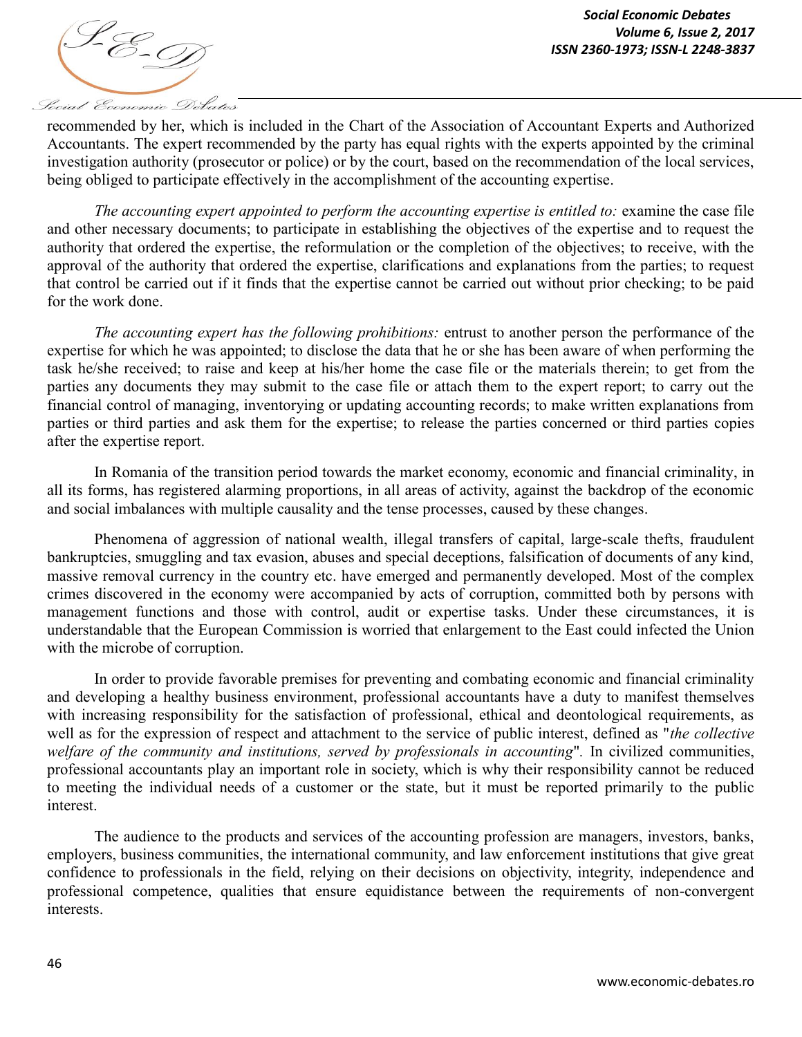recommended by her, which is included in the Chart of the Association of Accountant Experts and Authorized Accountants. The expert recommended by the party has equal rights with the experts appointed by the criminal investigation authority (prosecutor or police) or by the court, based on the recommendation of the local services, being obliged to participate effectively in the accomplishment of the accounting expertise.

*The accounting expert appointed to perform the accounting expertise is entitled to:* examine the case file and other necessary documents; to participate in establishing the objectives of the expertise and to request the authority that ordered the expertise, the reformulation or the completion of the objectives; to receive, with the approval of the authority that ordered the expertise, clarifications and explanations from the parties; to request that control be carried out if it finds that the expertise cannot be carried out without prior checking; to be paid for the work done.

*The accounting expert has the following prohibitions:* entrust to another person the performance of the expertise for which he was appointed; to disclose the data that he or she has been aware of when performing the task he/she received; to raise and keep at his/her home the case file or the materials therein; to get from the parties any documents they may submit to the case file or attach them to the expert report; to carry out the financial control of managing, inventorying or updating accounting records; to make written explanations from parties or third parties and ask them for the expertise; to release the parties concerned or third parties copies after the expertise report.

In Romania of the transition period towards the market economy, economic and financial criminality, in all its forms, has registered alarming proportions, in all areas of activity, against the backdrop of the economic and social imbalances with multiple causality and the tense processes, caused by these changes.

Phenomena of aggression of national wealth, illegal transfers of capital, large-scale thefts, fraudulent bankruptcies, smuggling and tax evasion, abuses and special deceptions, falsification of documents of any kind, massive removal currency in the country etc. have emerged and permanently developed. Most of the complex crimes discovered in the economy were accompanied by acts of corruption, committed both by persons with management functions and those with control, audit or expertise tasks. Under these circumstances, it is understandable that the European Commission is worried that enlargement to the East could infected the Union with the microbe of corruption.

In order to provide favorable premises for preventing and combating economic and financial criminality and developing a healthy business environment, professional accountants have a duty to manifest themselves with increasing responsibility for the satisfaction of professional, ethical and deontological requirements, as well as for the expression of respect and attachment to the service of public interest, defined as "*the collective welfare of the community and institutions, served by professionals in accounting*". In civilized communities, professional accountants play an important role in society, which is why their responsibility cannot be reduced to meeting the individual needs of a customer or the state, but it must be reported primarily to the public interest.

The audience to the products and services of the accounting profession are managers, investors, banks, employers, business communities, the international community, and law enforcement institutions that give great confidence to professionals in the field, relying on their decisions on objectivity, integrity, independence and professional competence, qualities that ensure equidistance between the requirements of non-convergent interests.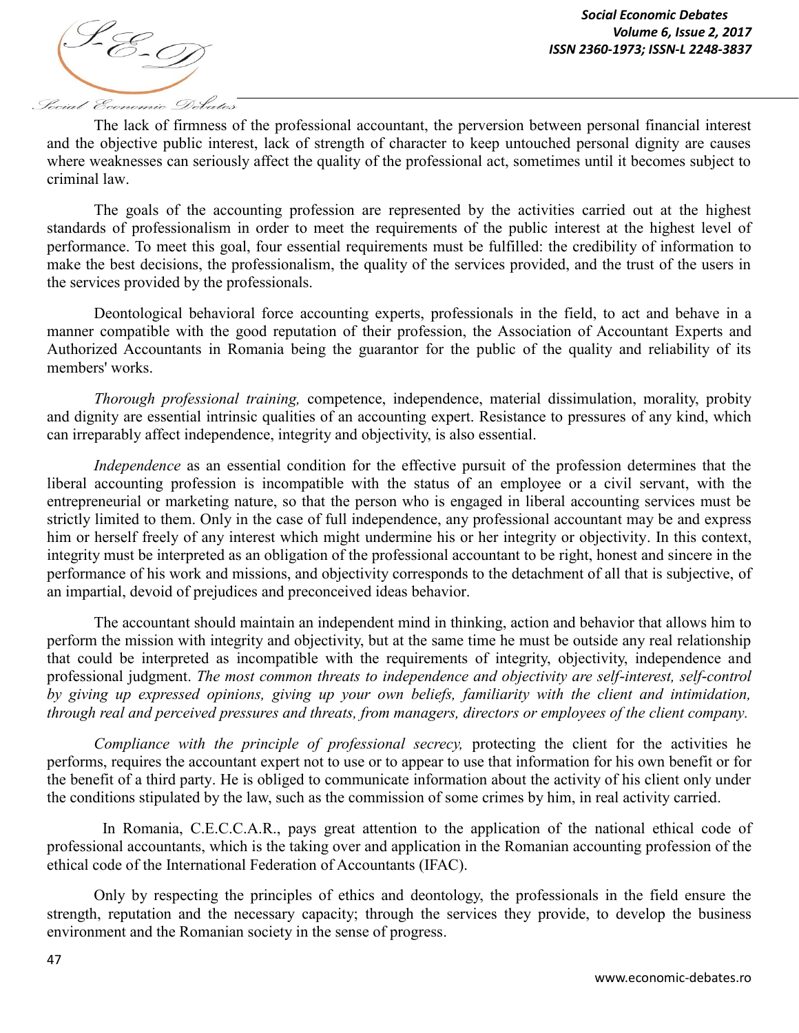The lack of firmness of the professional accountant, the perversion between personal financial interest and the objective public interest, lack of strength of character to keep untouched personal dignity are causes where weaknesses can seriously affect the quality of the professional act, sometimes until it becomes subject to criminal law.

The goals of the accounting profession are represented by the activities carried out at the highest standards of professionalism in order to meet the requirements of the public interest at the highest level of performance. To meet this goal, four essential requirements must be fulfilled: the credibility of information to make the best decisions, the professionalism, the quality of the services provided, and the trust of the users in the services provided by the professionals.

Deontological behavioral force accounting experts, professionals in the field, to act and behave in a manner compatible with the good reputation of their profession, the Association of Accountant Experts and Authorized Accountants in Romania being the guarantor for the public of the quality and reliability of its members' works.

*Thorough professional training,* competence, independence, material dissimulation, morality, probity and dignity are essential intrinsic qualities of an accounting expert. Resistance to pressures of any kind, which can irreparably affect independence, integrity and objectivity, is also essential.

*Independence* as an essential condition for the effective pursuit of the profession determines that the liberal accounting profession is incompatible with the status of an employee or a civil servant, with the entrepreneurial or marketing nature, so that the person who is engaged in liberal accounting services must be strictly limited to them. Only in the case of full independence, any professional accountant may be and express him or herself freely of any interest which might undermine his or her integrity or objectivity. In this context, integrity must be interpreted as an obligation of the professional accountant to be right, honest and sincere in the performance of his work and missions, and objectivity corresponds to the detachment of all that is subjective, of an impartial, devoid of prejudices and preconceived ideas behavior.

The accountant should maintain an independent mind in thinking, action and behavior that allows him to perform the mission with integrity and objectivity, but at the same time he must be outside any real relationship that could be interpreted as incompatible with the requirements of integrity, objectivity, independence and professional judgment. *The most common threats to independence and objectivity are self-interest, self-control by giving up expressed opinions, giving up your own beliefs, familiarity with the client and intimidation, through real and perceived pressures and threats, from managers, directors or employees of the client company.*

*Compliance with the principle of professional secrecy,* protecting the client for the activities he performs, requires the accountant expert not to use or to appear to use that information for his own benefit or for the benefit of a third party. He is obliged to communicate information about the activity of his client only under the conditions stipulated by the law, such as the commission of some crimes by him, in real activity carried.

In Romania, C.E.C.C.A.R., pays great attention to the application of the national ethical code of professional accountants, which is the taking over and application in the Romanian accounting profession of the ethical code of the International Federation of Accountants (IFAC).

Only by respecting the principles of ethics and deontology, the professionals in the field ensure the strength, reputation and the necessary capacity; through the services they provide, to develop the business environment and the Romanian society in the sense of progress.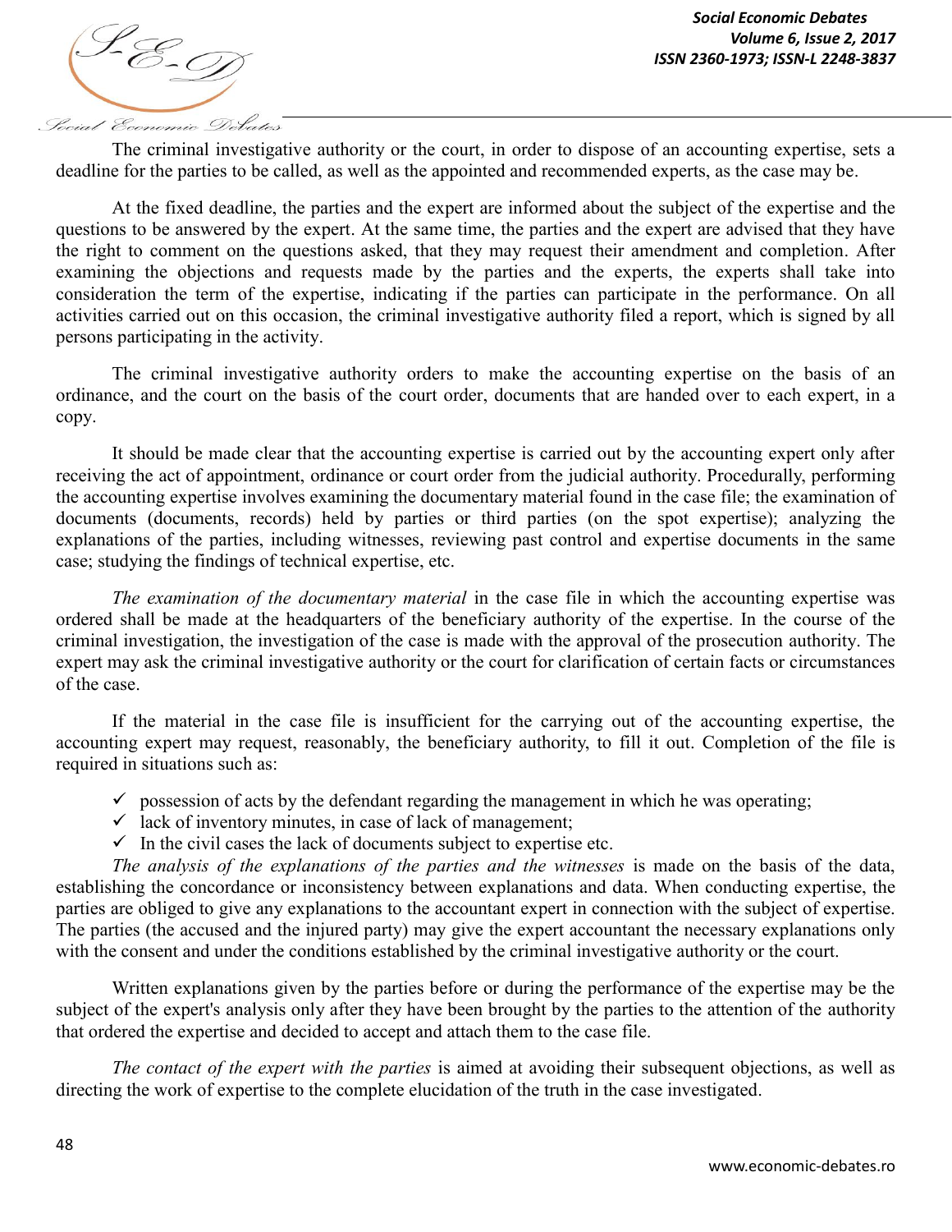The criminal investigative authority or the court, in order to dispose of an accounting expertise, sets a deadline for the parties to be called, as well as the appointed and recommended experts, as the case may be.

At the fixed deadline, the parties and the expert are informed about the subject of the expertise and the questions to be answered by the expert. At the same time, the parties and the expert are advised that they have the right to comment on the questions asked, that they may request their amendment and completion. After examining the objections and requests made by the parties and the experts, the experts shall take into consideration the term of the expertise, indicating if the parties can participate in the performance. On all activities carried out on this occasion, the criminal investigative authority filed a report, which is signed by all persons participating in the activity.

The criminal investigative authority orders to make the accounting expertise on the basis of an ordinance, and the court on the basis of the court order, documents that are handed over to each expert, in a copy.

It should be made clear that the accounting expertise is carried out by the accounting expert only after receiving the act of appointment, ordinance or court order from the judicial authority. Procedurally, performing the accounting expertise involves examining the documentary material found in the case file; the examination of documents (documents, records) held by parties or third parties (on the spot expertise); analyzing the explanations of the parties, including witnesses, reviewing past control and expertise documents in the same case; studying the findings of technical expertise, etc.

*The examination of the documentary material* in the case file in which the accounting expertise was ordered shall be made at the headquarters of the beneficiary authority of the expertise. In the course of the criminal investigation, the investigation of the case is made with the approval of the prosecution authority. The expert may ask the criminal investigative authority or the court for clarification of certain facts or circumstances of the case.

If the material in the case file is insufficient for the carrying out of the accounting expertise, the accounting expert may request, reasonably, the beneficiary authority, to fill it out. Completion of the file is required in situations such as:

- ✓ possession of acts by the defendant regarding the management in which he was operating;
- ✓ lack of inventory minutes, in case of lack of management;
- ✓ In the civil cases the lack of documents subject to expertise etc.

*The analysis of the explanations of the parties and the witnesses* is made on the basis of the data, establishing the concordance or inconsistency between explanations and data. When conducting expertise, the parties are obliged to give any explanations to the accountant expert in connection with the subject of expertise. The parties (the accused and the injured party) may give the expert accountant the necessary explanations only with the consent and under the conditions established by the criminal investigative authority or the court.

Written explanations given by the parties before or during the performance of the expertise may be the subject of the expert's analysis only after they have been brought by the parties to the attention of the authority that ordered the expertise and decided to accept and attach them to the case file.

*The contact of the expert with the parties* is aimed at avoiding their subsequent objections, as well as directing the work of expertise to the complete elucidation of the truth in the case investigated.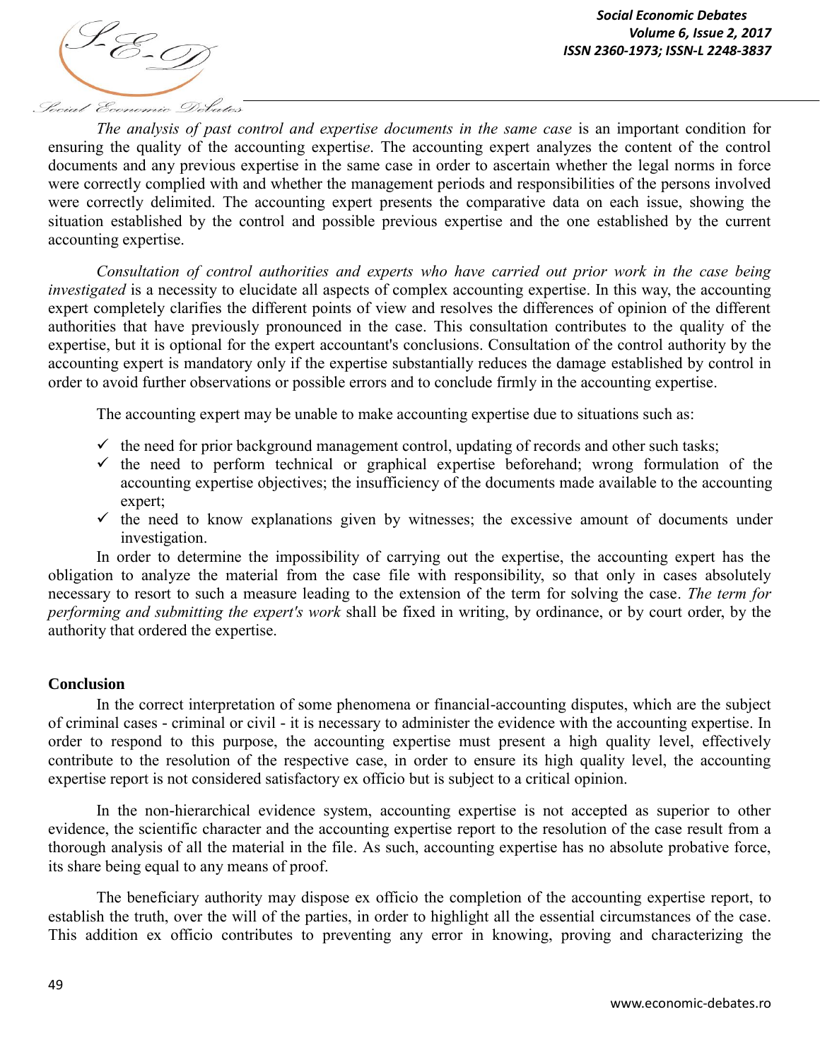*The analysis of past control and expertise documents in the same case* is an important condition for ensuring the quality of the accounting expertis*e*. The accounting expert analyzes the content of the control documents and any previous expertise in the same case in order to ascertain whether the legal norms in force were correctly complied with and whether the management periods and responsibilities of the persons involved were correctly delimited. The accounting expert presents the comparative data on each issue, showing the situation established by the control and possible previous expertise and the one established by the current accounting expertise.

*Consultation of control authorities and experts who have carried out prior work in the case being investigated* is a necessity to elucidate all aspects of complex accounting expertise. In this way, the accounting expert completely clarifies the different points of view and resolves the differences of opinion of the different authorities that have previously pronounced in the case. This consultation contributes to the quality of the expertise, but it is optional for the expert accountant's conclusions. Consultation of the control authority by the accounting expert is mandatory only if the expertise substantially reduces the damage established by control in order to avoid further observations or possible errors and to conclude firmly in the accounting expertise.

The accounting expert may be unable to make accounting expertise due to situations such as:

- ✓ the need for prior background management control, updating of records and other such tasks;
- ✓ the need to perform technical or graphical expertise beforehand; wrong formulation of the accounting expertise objectives; the insufficiency of the documents made available to the accounting expert;
- ✓ the need to know explanations given by witnesses; the excessive amount of documents under investigation.

In order to determine the impossibility of carrying out the expertise, the accounting expert has the obligation to analyze the material from the case file with responsibility, so that only in cases absolutely necessary to resort to such a measure leading to the extension of the term for solving the case. *The term for performing and submitting the expert's work* shall be fixed in writing, by ordinance, or by court order, by the authority that ordered the expertise.

**Conclusion**

In the correct interpretation of some phenomena or financial-accounting disputes, which are the subject of criminal cases - criminal or civil - it is necessary to administer the evidence with the accounting expertise. In order to respond to this purpose, the accounting expertise must present a high quality level, effectively contribute to the resolution of the respective case, in order to ensure its high quality level, the accounting expertise report is not considered satisfactory ex officio but is subject to a critical opinion.

In the non-hierarchical evidence system, accounting expertise is not accepted as superior to other evidence, the scientific character and the accounting expertise report to the resolution of the case result from a thorough analysis of all the material in the file. As such, accounting expertise has no absolute probative force, its share being equal to any means of proof.

The beneficiary authority may dispose ex officio the completion of the accounting expertise report, to establish the truth, over the will of the parties, in order to highlight all the essential circumstances of the case. This addition ex officio contributes to preventing any error in knowing, proving and characterizing the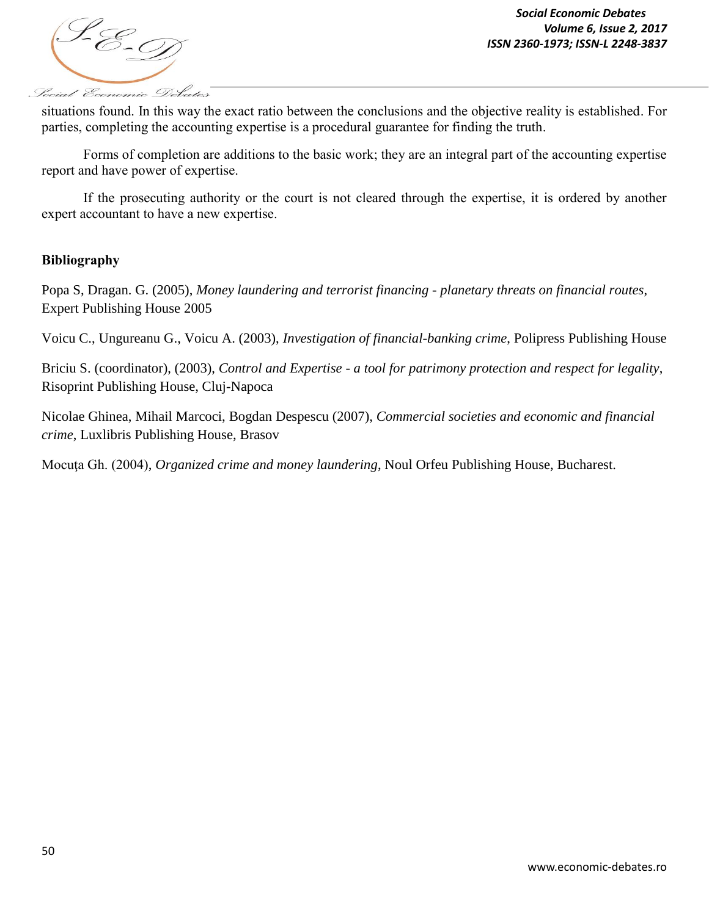situations found. In this way the exact ratio between the conclusions and the objective reality is established. For parties, completing the accounting expertise is a procedural guarantee for finding the truth.

Forms of completion are additions to the basic work; they are an integral part of the accounting expertise report and have power of expertise.

If the prosecuting authority or the court is not cleared through the expertise, it is ordered by another expert accountant to have a new expertise.

**Bibliography**

Popa S, Dragan. G. (2005), *Money laundering and terrorist financing - planetary threats on financial routes*, Expert Publishing House 2005

Voicu C., Ungureanu G., Voicu A. (2003), *Investigation of financial-banking crime*, Polipress Publishing House

Briciu S. (coordinator), (2003), *Control and Expertise - a tool for patrimony protection and respect for legality*, Risoprint Publishing House, Cluj-Napoca

Nicolae Ghinea, Mihail Marcoci, Bogdan Despescu (2007), *Commercial societies and economic and financial crime*, Luxlibris Publishing House, Brasov

Mocuţa Gh. (2004), *Organized crime and money laundering*, Noul Orfeu Publishing House, Bucharest.